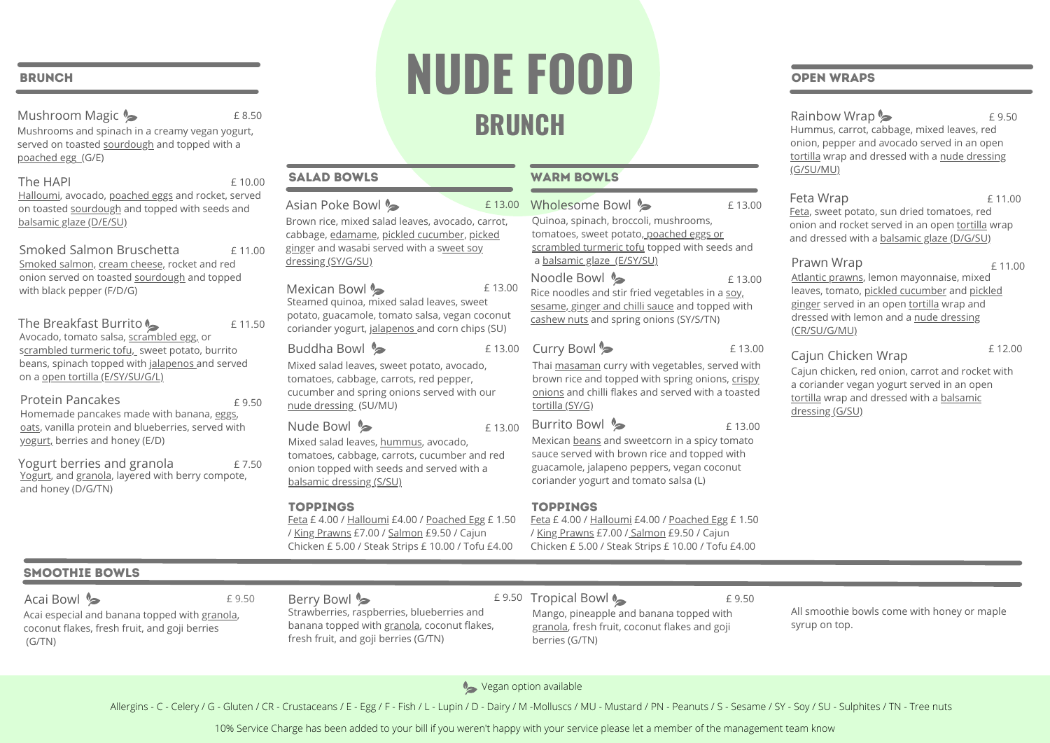# NUDE FOOD

## BRUNCH

## BRUNCH

**Mushroom Magic** 🌿 — £ 8.50
Mushrooms and spinach in a creamy vegan yogurt, served on toasted sourdough and topped with a poached egg (G/E)

**The HAPI** — £ 10.00
Halloumi, avocado, poached eggs and rocket, served on toasted sourdough and topped with seeds and balsamic glaze (D/E/SU)

**Smoked Salmon Bruschetta** — £ 11.00
Smoked salmon, cream cheese, rocket and red onion served on toasted sourdough and topped with black pepper (F/D/G)

**The Breakfast Burrito** 🌿 — £ 11.50
Avocado, tomato salsa, scrambled egg, or scrambled turmeric tofu, sweet potato, burrito beans, spinach topped with jalapenos and served on a open tortilla (E/SY/SU/G/L)

**Protein Pancakes** — £ 9.50
Homemade pancakes made with banana, eggs, oats, vanilla protein and blueberries, served with yogurt, berries and honey (E/D)

**Yogurt berries and granola** — £ 7.50
Yogurt, and granola, layered with berry compote, and honey (D/G/TN)

## SALAD BOWLS

**Asian Poke Bowl** 🌿 — £ 13.00
Brown rice, mixed salad leaves, avocado, carrot, cabbage, edamame, pickled cucumber, picked ginger and wasabi served with a sweet soy dressing (SY/G/SU)

**Mexican Bowl** 🌿 — £ 13.00
Steamed quinoa, mixed salad leaves, sweet potato, guacamole, tomato salsa, vegan coconut coriander yogurt, jalapenos and corn chips (SU)

**Buddha Bowl** 🌿 — £ 13.00
Mixed salad leaves, sweet potato, avocado, tomatoes, cabbage, carrots, red pepper, cucumber and spring onions served with our nude dressing (SU/MU)

**Nude Bowl** 🌿 — £ 13.00
Mixed salad leaves, hummus, avocado, tomatoes, cabbage, carrots, cucumber and red onion topped with seeds and served with a balsamic dressing (S/SU)

### TOPPINGS

Feta £ 4.00 / Halloumi £4.00 / Poached Egg £ 1.50 / King Prawns £7.00 / Salmon £9.50 / Cajun Chicken £ 5.00 / Steak Strips £ 10.00 / Tofu £4.00

## WARM BOWLS

**Wholesome Bowl** 🌿 — £ 13.00
Quinoa, spinach, broccoli, mushrooms, tomatoes, sweet potato, poached eggs or scrambled turmeric tofu topped with seeds and a balsamic glaze (E/SY/SU)

**Noodle Bowl** 🌿 — £ 13.00
Rice noodles and stir fried vegetables in a soy, sesame, ginger and chilli sauce and topped with cashew nuts and spring onions (SY/S/TN)

**Curry Bowl** 🌿 — £ 13.00
Thai masaman curry with vegetables, served with brown rice and topped with spring onions, crispy onions and chilli flakes and served with a toasted tortilla (SY/G)

**Burrito Bowl** 🌿 — £ 13.00
Mexican beans and sweetcorn in a spicy tomato sauce served with brown rice and topped with guacamole, jalapeno peppers, vegan coconut coriander yogurt and tomato salsa (L)

### TOPPINGS

Feta £ 4.00 / Halloumi £4.00 / Poached Egg £ 1.50 / King Prawns £7.00 / Salmon £9.50 / Cajun Chicken £ 5.00 / Steak Strips £ 10.00 / Tofu £4.00

## OPEN WRAPS

**Rainbow Wrap** 🌿 — £ 9.50
Hummus, carrot, cabbage, mixed leaves, red onion, pepper and avocado served in an open tortilla wrap and dressed with a nude dressing (G/SU/MU)

**Feta Wrap** — £ 11.00
Feta, sweet potato, sun dried tomatoes, red onion and rocket served in an open tortilla wrap and dressed with a balsamic glaze (D/G/SU)

**Prawn Wrap** — £ 11.00
Atlantic prawns, lemon mayonnaise, mixed leaves, tomato, pickled cucumber and pickled ginger served in an open tortilla wrap and dressed with lemon and a nude dressing (CR/SU/G/MU)

**Cajun Chicken Wrap** — £ 12.00
Cajun chicken, red onion, carrot and rocket with a coriander vegan yogurt served in an open tortilla wrap and dressed with a balsamic dressing (G/SU)

## SMOOTHIE BOWLS

**Acai Bowl** 🌿 — £ 9.50
Acai especial and banana topped with granola, coconut flakes, fresh fruit, and goji berries (G/TN)

**Berry Bowl** 🌿 — £ 9.50
Strawberries, raspberries, blueberries and banana topped with granola, coconut flakes, fresh fruit, and goji berries (G/TN)

**Tropical Bowl** 🌿 — £ 9.50
Mango, pineapple and banana topped with granola, fresh fruit, coconut flakes and goji berries (G/TN)

All smoothie bowls come with honey or maple syrup on top.

---

🌿 Vegan option available

Allergins - C - Celery / G - Gluten / CR - Crustaceans / E - Egg / F - Fish / L - Lupin / D - Dairy / M -Molluscs / MU - Mustard / PN - Peanuts / S - Sesame / SY - Soy / SU - Sulphites / TN - Tree nuts

10% Service Charge has been added to your bill if you weren't happy with your service please let a member of the management team know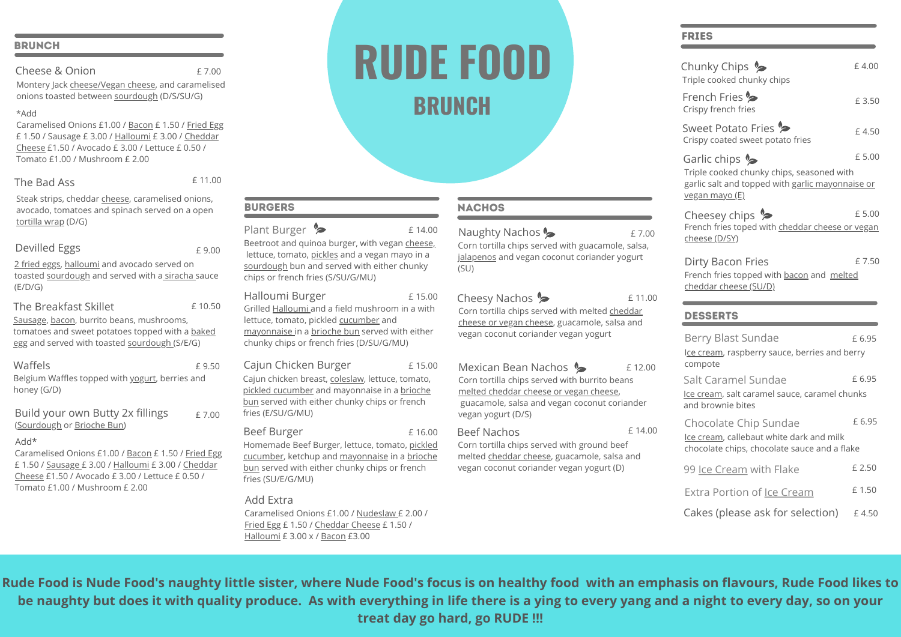# RUDE FOOD

## BRUNCH

## BRUNCH

**Cheese & Onion** — £ 7.00

Montery Jack cheese/Vegan cheese, and caramelised onions toasted between sourdough (D/S/SU/G)

*Add

Caramelised Onions £1.00 / Bacon £ 1.50 / Fried Egg £ 1.50 / Sausage £ 3.00 / Halloumi £ 3.00 / Cheddar Cheese £1.50 / Avocado £ 3.00 / Lettuce £ 0.50 / Tomato £1.00 / Mushroom £ 2.00

**The Bad Ass** — £ 11.00

Steak strips, cheddar cheese, caramelised onions, avocado, tomatoes and spinach served on a open tortilla wrap (D/G)

**Devilled Eggs** — £ 9.00

2 fried eggs, halloumi and avocado served on toasted sourdough and served with a siracha sauce (E/D/G)

**The Breakfast Skillet** — £ 10.50

Sausage, bacon, burrito beans, mushrooms, tomatoes and sweet potatoes topped with a baked egg and served with toasted sourdough (S/E/G)

**Waffels** — £ 9.50

Belgium Waffles topped with yogurt, berries and honey (G/D)

**Build your own Butty 2x fillings** — £ 7.00

(Sourdough or Brioche Bun)

Add*

Caramelised Onions £1.00 / Bacon £ 1.50 / Fried Egg £ 1.50 / Sausage £ 3.00 / Halloumi £ 3.00 / Cheddar Cheese £1.50 / Avocado £ 3.00 / Lettuce £ 0.50 / Tomato £1.00 / Mushroom £ 2.00

## BURGERS

**Plant Burger** — £ 14.00

Beetroot and quinoa burger, with vegan cheese, lettuce, tomato, pickles and a vegan mayo in a sourdough bun and served with either chunky chips or french fries (S/SU/G/MU)

**Halloumi Burger** — £ 15.00

Grilled Halloumi and a field mushroom in a with lettuce, tomato, pickled cucumber and mayonnaise in a brioche bun served with either chunky chips or french fries (D/SU/G/MU)

**Cajun Chicken Burger** — £ 15.00

Cajun chicken breast, coleslaw, lettuce, tomato, pickled cucumber and mayonnaise in a brioche bun served with either chunky chips or french fries (E/SU/G/MU)

**Beef Burger** — £ 16.00

Homemade Beef Burger, lettuce, tomato, pickled cucumber, ketchup and mayonnaise in a brioche bun served with either chunky chips or french fries (SU/E/G/MU)

**Add Extra**

Caramelised Onions £1.00 / Nudeslaw £ 2.00 / Fried Egg £ 1.50 / Cheddar Cheese £ 1.50 / Halloumi £ 3.00 x / Bacon £3.00

## NACHOS

**Naughty Nachos** — £ 7.00

Corn tortilla chips served with guacamole, salsa, jalapenos and vegan coconut coriander yogurt (SU)

**Cheesy Nachos** — £ 11.00

Corn tortilla chips served with melted cheddar cheese or vegan cheese, guacamole, salsa and vegan coconut coriander vegan yogurt

**Mexican Bean Nachos** — £ 12.00

Corn tortilla chips served with burrito beans melted cheddar cheese or vegan cheese, guacamole, salsa and vegan coconut coriander vegan yogurt (D/S)

**Beef Nachos** — £ 14.00

Corn tortilla chips served with ground beef melted cheddar cheese, guacamole, salsa and vegan coconut coriander vegan yogurt (D)

## FRIES

**Chunky Chips** — £ 4.00

Triple cooked chunky chips

**French Fries** — £ 3.50

Crispy french fries

**Sweet Potato Fries** — £ 4.50

Crispy coated sweet potato fries

**Garlic chips** — £ 5.00

Triple cooked chunky chips, seasoned with garlic salt and topped with garlic mayonnaise or vegan mayo (E)

**Cheesey chips** — £ 5.00

French fries toped with cheddar cheese or vegan cheese (D/SY)

**Dirty Bacon Fries** — £ 7.50

French fries topped with bacon and melted cheddar cheese (SU/D)

## DESSERTS

**Berry Blast Sundae** — £ 6.95

Ice cream, raspberry sauce, berries and berry compote

**Salt Caramel Sundae** — £ 6.95

Ice cream, salt caramel sauce, caramel chunks and brownie bites

**Chocolate Chip Sundae** — £ 6.95

Ice cream, callebaut white dark and milk chocolate chips, chocolate sauce and a flake

**99 Ice Cream with Flake** — £ 2.50

**Extra Portion of Ice Cream** — £ 1.50

**Cakes (please ask for selection)** — £ 4.50

**Rude Food is Nude Food's naughty little sister, where Nude Food's focus is on healthy food with an emphasis on flavours, Rude Food likes to be naughty but does it with quality produce. As with everything in life there is a ying to every yang and a night to every day, so on your treat day go hard, go RUDE !!!**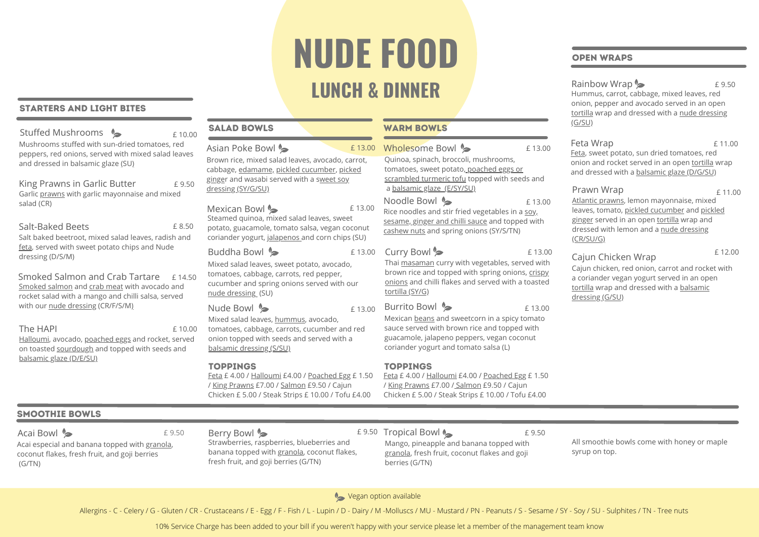# NUDE FOOD

## LUNCH & DINNER

## STARTERS AND LIGHT BITES

**Stuffed Mushrooms** 🌿 £ 10.00
Mushrooms stuffed with sun-dried tomatoes, red peppers, red onions, served with mixed salad leaves and dressed in balsamic glaze (SU)

**King Prawns in Garlic Butter** £ 9.50
Garlic prawns with garlic mayonnaise and mixed salad (CR)

**Salt-Baked Beets** £ 8.50
Salt baked beetroot, mixed salad leaves, radish and feta, served with sweet potato chips and Nude dressing (D/S/M)

**Smoked Salmon and Crab Tartare** £ 14.50
Smoked salmon and crab meat with avocado and rocket salad with a mango and chilli salsa, served with our nude dressing (CR/F/S/M)

**The HAPI** £ 10.00
Halloumi, avocado, poached eggs and rocket, served on toasted sourdough and topped with seeds and balsamic glaze (D/E/SU)

## SALAD BOWLS

**Asian Poke Bowl** 🌿 £ 13.00
Brown rice, mixed salad leaves, avocado, carrot, cabbage, edamame, pickled cucumber, picked ginger and wasabi served with a sweet soy dressing (SY/G/SU)

**Mexican Bowl** 🌿 £ 13.00
Steamed quinoa, mixed salad leaves, sweet potato, guacamole, tomato salsa, vegan coconut coriander yogurt, jalapenos and corn chips (SU)

**Buddha Bowl** 🌿 £ 13.00
Mixed salad leaves, sweet potato, avocado, tomatoes, cabbage, carrots, red pepper, cucumber and spring onions served with our nude dressing (SU)

**Nude Bowl** 🌿 £ 13.00
Mixed salad leaves, hummus, avocado, tomatoes, cabbage, carrots, cucumber and red onion topped with seeds and served with a balsamic dressing (S/SU)

### TOPPINGS

Feta £ 4.00 / Halloumi £4.00 / Poached Egg £ 1.50 / King Prawns £7.00 / Salmon £9.50 / Cajun Chicken £ 5.00 / Steak Strips £ 10.00 / Tofu £4.00

## WARM BOWLS

**Wholesome Bowl** 🌿 £ 13.00
Quinoa, spinach, broccoli, mushrooms, tomatoes, sweet potato, poached eggs or scrambled turmeric tofu topped with seeds and a balsamic glaze (E/SY/SU)

**Noodle Bowl** 🌿 £ 13.00
Rice noodles and stir fried vegetables in a soy, sesame, ginger and chilli sauce and topped with cashew nuts and spring onions (SY/S/TN)

**Curry Bowl** 🌿 £ 13.00
Thai masaman curry with vegetables, served with brown rice and topped with spring onions, crispy onions and chilli flakes and served with a toasted tortilla (SY/G)

**Burrito Bowl** 🌿 £ 13.00
Mexican beans and sweetcorn in a spicy tomato sauce served with brown rice and topped with guacamole, jalapeno peppers, vegan coconut coriander yogurt and tomato salsa (L)

### TOPPINGS

Feta £ 4.00 / Halloumi £4.00 / Poached Egg £ 1.50 / King Prawns £7.00 / Salmon £9.50 / Cajun Chicken £ 5.00 / Steak Strips £ 10.00 / Tofu £4.00

## OPEN WRAPS

**Rainbow Wrap** 🌿 £ 9.50
Hummus, carrot, cabbage, mixed leaves, red onion, pepper and avocado served in an open tortilla wrap and dressed with a nude dressing (G/SU)

**Feta Wrap** £ 11.00
Feta, sweet potato, sun dried tomatoes, red onion and rocket served in an open tortilla wrap and dressed with a balsamic glaze (D/G/SU)

**Prawn Wrap** £ 11.00
Atlantic prawns, lemon mayonnaise, mixed leaves, tomato, pickled cucumber and pickled ginger served in an open tortilla wrap and dressed with lemon and a nude dressing (CR/SU/G)

**Cajun Chicken Wrap** £ 12.00
Cajun chicken, red onion, carrot and rocket with a coriander vegan yogurt served in an open tortilla wrap and dressed with a balsamic dressing (G/SU)

## SMOOTHIE BOWLS

**Acai Bowl** 🌿 £ 9.50
Acai especial and banana topped with granola, coconut flakes, fresh fruit, and goji berries (G/TN)

**Berry Bowl** 🌿 £ 9.50
Strawberries, raspberries, blueberries and banana topped with granola, coconut flakes, fresh fruit, and goji berries (G/TN)

**Tropical Bowl** 🌿 £ 9.50
Mango, pineapple and banana topped with granola, fresh fruit, coconut flakes and goji berries (G/TN)

All smoothie bowls come with honey or maple syrup on top.

🌿 Vegan option available

Allergins - C - Celery / G - Gluten / CR - Crustaceans / E - Egg / F - Fish / L - Lupin / D - Dairy / M -Molluscs / MU - Mustard / PN - Peanuts / S - Sesame / SY - Soy / SU - Sulphites / TN - Tree nuts

10% Service Charge has been added to your bill if you weren't happy with your service please let a member of the management team know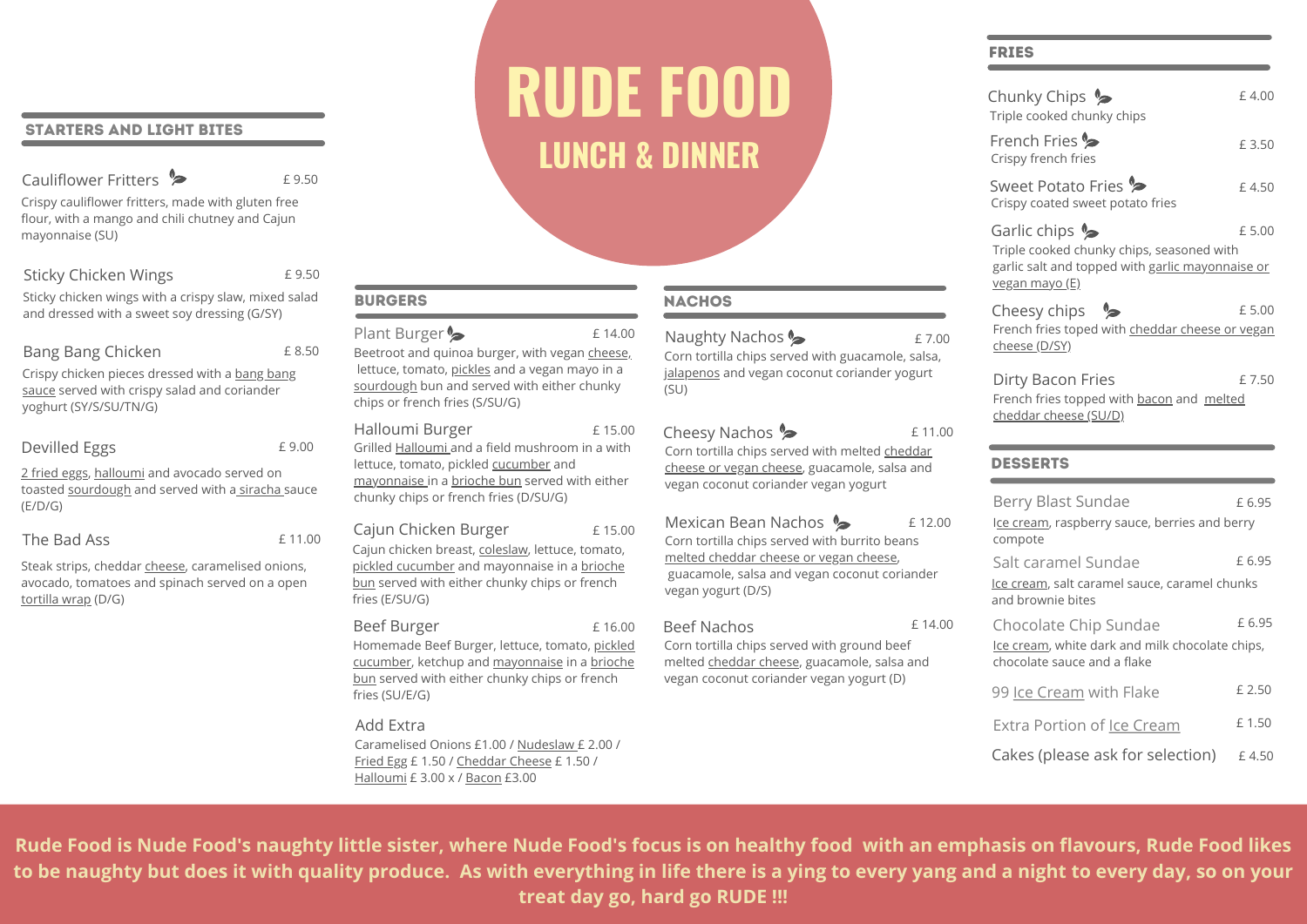# RUDE FOOD

## LUNCH & DINNER

## STARTERS AND LIGHT BITES

**Cauliflower Fritters** — £ 9.50

Crispy cauliflower fritters, made with gluten free flour, with a mango and chili chutney and Cajun mayonnaise (SU)

**Sticky Chicken Wings** — £ 9.50

Sticky chicken wings with a crispy slaw, mixed salad and dressed with a sweet soy dressing (G/SY)

**Bang Bang Chicken** — £ 8.50

Crispy chicken pieces dressed with a bang bang sauce served with crispy salad and coriander yoghurt (SY/S/SU/TN/G)

**Devilled Eggs** — £ 9.00

2 fried eggs, halloumi and avocado served on toasted sourdough and served with a siracha sauce (E/D/G)

**The Bad Ass** — £ 11.00

Steak strips, cheddar cheese, caramelised onions, avocado, tomatoes and spinach served on a open tortilla wrap (D/G)

## BURGERS

**Plant Burger** — £ 14.00

Beetroot and quinoa burger, with vegan cheese, lettuce, tomato, pickles and a vegan mayo in a sourdough bun and served with either chunky chips or french fries (S/SU/G)

**Halloumi Burger** — £ 15.00

Grilled Halloumi and a field mushroom in a with lettuce, tomato, pickled cucumber and mayonnaise in a brioche bun served with either chunky chips or french fries (D/SU/G)

**Cajun Chicken Burger** — £ 15.00

Cajun chicken breast, coleslaw, lettuce, tomato, pickled cucumber and mayonnaise in a brioche bun served with either chunky chips or french fries (E/SU/G)

**Beef Burger** — £ 16.00

Homemade Beef Burger, lettuce, tomato, pickled cucumber, ketchup and mayonnaise in a brioche bun served with either chunky chips or french fries (SU/E/G)

**Add Extra**

Caramelised Onions £1.00 / Nudeslaw £ 2.00 / Fried Egg £ 1.50 / Cheddar Cheese £ 1.50 / Halloumi £ 3.00 x / Bacon £3.00

## NACHOS

**Naughty Nachos** — £ 7.00

Corn tortilla chips served with guacamole, salsa, jalapenos and vegan coconut coriander yogurt (SU)

**Cheesy Nachos** — £ 11.00

Corn tortilla chips served with melted cheddar cheese or vegan cheese, guacamole, salsa and vegan coconut coriander vegan yogurt

**Mexican Bean Nachos** — £ 12.00

Corn tortilla chips served with burrito beans melted cheddar cheese or vegan cheese, guacamole, salsa and vegan coconut coriander vegan yogurt (D/S)

**Beef Nachos** — £ 14.00

Corn tortilla chips served with ground beef melted cheddar cheese, guacamole, salsa and vegan coconut coriander vegan yogurt (D)

## FRIES

**Chunky Chips** — £ 4.00

Triple cooked chunky chips

**French Fries** — £ 3.50

Crispy french fries

**Sweet Potato Fries** — £ 4.50

Crispy coated sweet potato fries

**Garlic chips** — £ 5.00

Triple cooked chunky chips, seasoned with garlic salt and topped with garlic mayonnaise or vegan mayo (E)

**Cheesy chips** — £ 5.00

French fries toped with cheddar cheese or vegan cheese (D/SY)

**Dirty Bacon Fries** — £ 7.50

French fries topped with bacon and melted cheddar cheese (SU/D)

## DESSERTS

**Berry Blast Sundae** — £ 6.95

Ice cream, raspberry sauce, berries and berry compote

**Salt caramel Sundae** — £ 6.95

Ice cream, salt caramel sauce, caramel chunks and brownie bites

**Chocolate Chip Sundae** — £ 6.95

Ice cream, white dark and milk chocolate chips, chocolate sauce and a flake

**99 Ice Cream with Flake** — £ 2.50

**Extra Portion of Ice Cream** — £ 1.50

**Cakes (please ask for selection)** — £ 4.50

**Rude Food is Nude Food's naughty little sister, where Nude Food's focus is on healthy food with an emphasis on flavours, Rude Food likes to be naughty but does it with quality produce. As with everything in life there is a ying to every yang and a night to every day, so on your treat day go, hard go RUDE !!!**